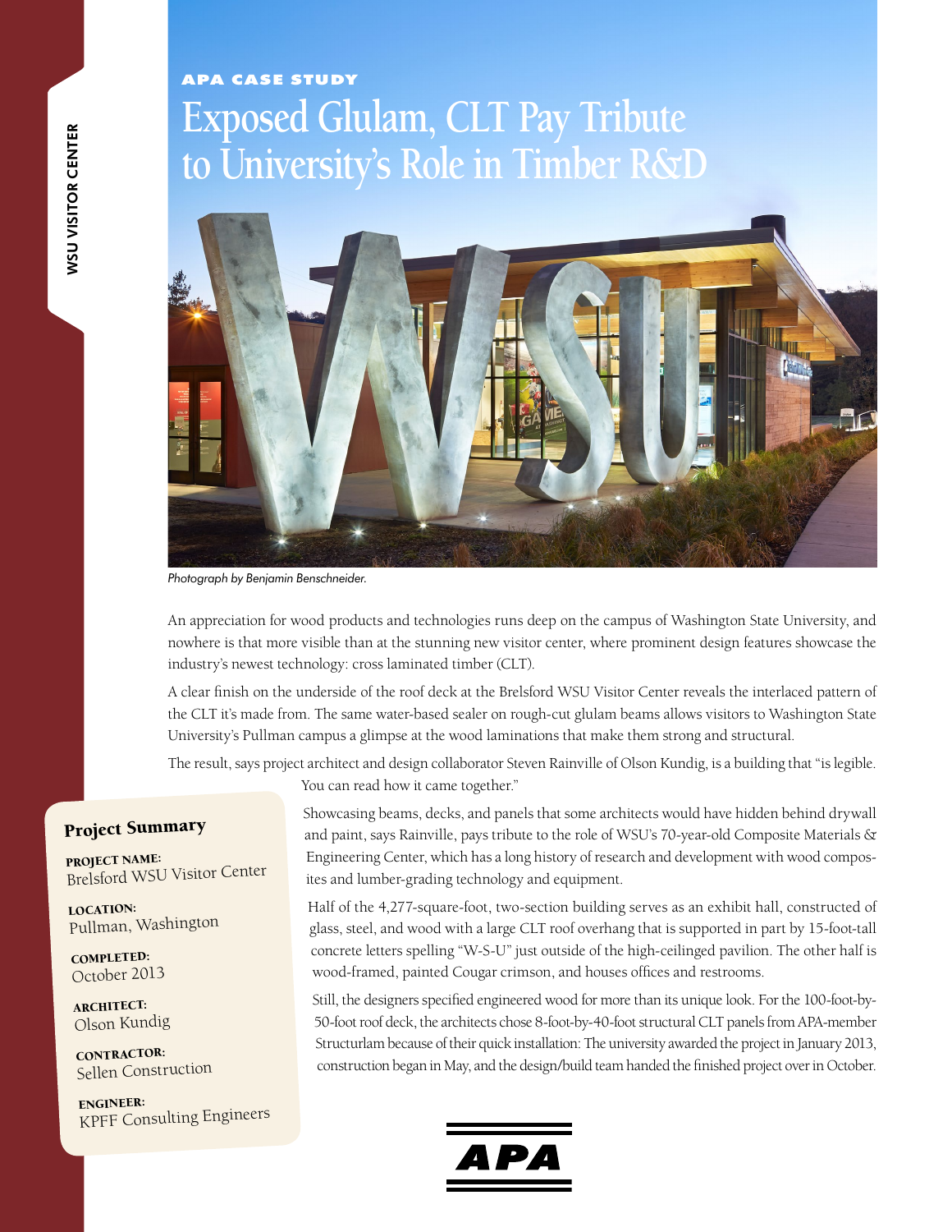APA CASE STUDY

# Exposed Glulam, CLT Pay Tribute to University's Role in Timber R&D

*Photograph by Benjamin Benschneider.*

An appreciation for wood products and technologies runs deep on the campus of Washington State University, and nowhere is that more visible than at the stunning new visitor center, where prominent design features showcase the industry's newest technology: cross laminated timber (CLT).

A clear finish on the underside of the roof deck at the Brelsford WSU Visitor Center reveals the interlaced pattern of the CLT it's made from. The same water-based sealer on rough-cut glulam beams allows visitors to Washington State University's Pullman campus a glimpse at the wood laminations that make them strong and structural.

The result, says project architect and design collaborator Steven Rainville of Olson Kundig, is a building that "is legible. You can read how it came together."

Showcasing beams, decks, and panels that some architects would have hidden behind drywall and paint, says Rainville, pays tribute to the role of WSU's 70-year-old Composite Materials & Engineering Center, which has a long history of research and development with wood composites and lumber-grading technology and equipment.

Half of the 4,277-square-foot, two-section building serves as an exhibit hall, constructed of glass, steel, and wood with a large CLT roof overhang that is supported in part by 15-foot-tall concrete letters spelling "W-S-U" just outside of the high-ceilinged pavilion. The other half is wood-framed, painted Cougar crimson, and houses offices and restrooms.

Still, the designers specified engineered wood for more than its unique look. For the 100-foot-by-50-foot roof deck, the architects chose 8-foot-by-40-foot structural CLT panels from APA-member Structurlam because of their quick installation: The university awarded the project in January 2013, construction began in May, and the design/build team handed the finished project over in October.

## Project Summary

**PROJECT NAME:**
Brelsford WSU Visitor Center

**LOCATION:**
Pullman, Washington

**COMPLETED:**
October 2013

**ARCHITECT:**
Olson Kundig

**CONTRACTOR:**
Sellen Construction

**ENGINEER:**
KPFF Consulting Engineers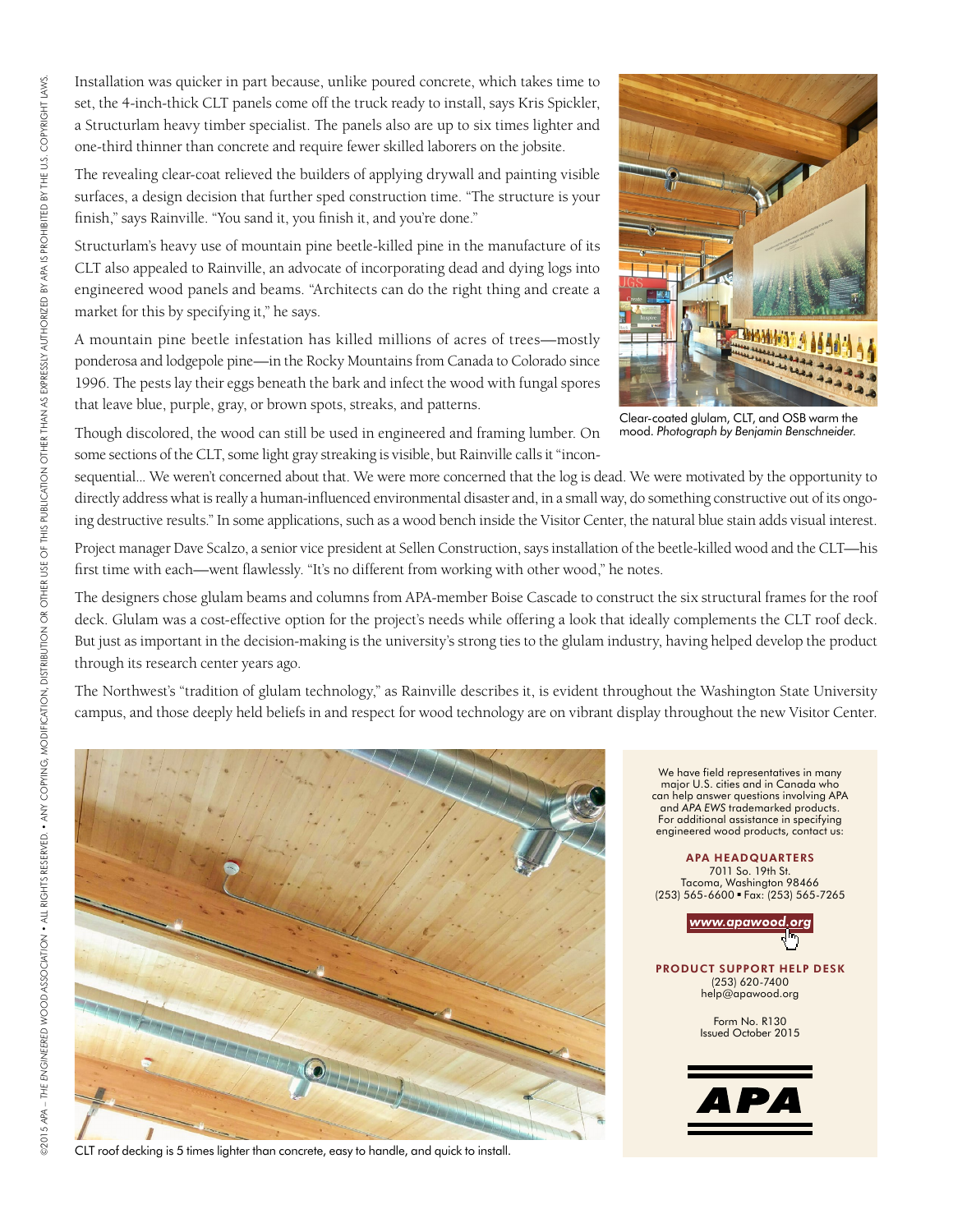Installation was quicker in part because, unlike poured concrete, which takes time to set, the 4-inch-thick CLT panels come off the truck ready to install, says Kris Spickler, a Structurlam heavy timber specialist. The panels also are up to six times lighter and one-third thinner than concrete and require fewer skilled laborers on the jobsite.

The revealing clear-coat relieved the builders of applying drywall and painting visible surfaces, a design decision that further sped construction time. "The structure is your finish," says Rainville. "You sand it, you finish it, and you're done."

Structurlam's heavy use of mountain pine beetle-killed pine in the manufacture of its CLT also appealed to Rainville, an advocate of incorporating dead and dying logs into engineered wood panels and beams. "Architects can do the right thing and create a market for this by specifying it," he says.

A mountain pine beetle infestation has killed millions of acres of trees—mostly ponderosa and lodgepole pine—in the Rocky Mountains from Canada to Colorado since 1996. The pests lay their eggs beneath the bark and infect the wood with fungal spores that leave blue, purple, gray, or brown spots, streaks, and patterns.

Clear-coated glulam, CLT, and OSB warm the mood. *Photograph by Benjamin Benschneider.*

Though discolored, the wood can still be used in engineered and framing lumber. On some sections of the CLT, some light gray streaking is visible, but Rainville calls it "inconsequential... We weren't concerned about that. We were more concerned that the log is dead. We were motivated by the opportunity to directly address what is really a human-influenced environmental disaster and, in a small way, do something constructive out of its ongoing destructive results." In some applications, such as a wood bench inside the Visitor Center, the natural blue stain adds visual interest.

Project manager Dave Scalzo, a senior vice president at Sellen Construction, says installation of the beetle-killed wood and the CLT—his first time with each—went flawlessly. "It's no different from working with other wood," he notes.

The designers chose glulam beams and columns from APA-member Boise Cascade to construct the six structural frames for the roof deck. Glulam was a cost-effective option for the project's needs while offering a look that ideally complements the CLT roof deck. But just as important in the decision-making is the university's strong ties to the glulam industry, having helped develop the product through its research center years ago.

The Northwest's "tradition of glulam technology," as Rainville describes it, is evident throughout the Washington State University campus, and those deeply held beliefs in and respect for wood technology are on vibrant display throughout the new Visitor Center.

CLT roof decking is 5 times lighter than concrete, easy to handle, and quick to install.

We have field representatives in many major U.S. cities and in Canada who can help answer questions involving APA and *APA EWS* trademarked products. For additional assistance in specifying engineered wood products, contact us:

**APA HEADQUARTERS**
7011 So. 19th St.
Tacoma, Washington 98466
(253) 565-6600 ▪ Fax: (253) 565-7265

www.apawood.org

**PRODUCT SUPPORT HELP DESK**
(253) 620-7400
help@apawood.org

Form No. R130
Issued October 2015

APA

©2015 APA – THE ENGINEERED WOOD ASSOCIATION • ALL RIGHTS RESERVED. • ANY COPYING, MODIFICATION, DISTRIBUTION OR OTHER USE OF THIS PUBLICATION OTHER THAN AS EXPRESSLY AUTHORIZED BY APA IS PROHIBITED BY THE U.S. COPYRIGHT LAWS.